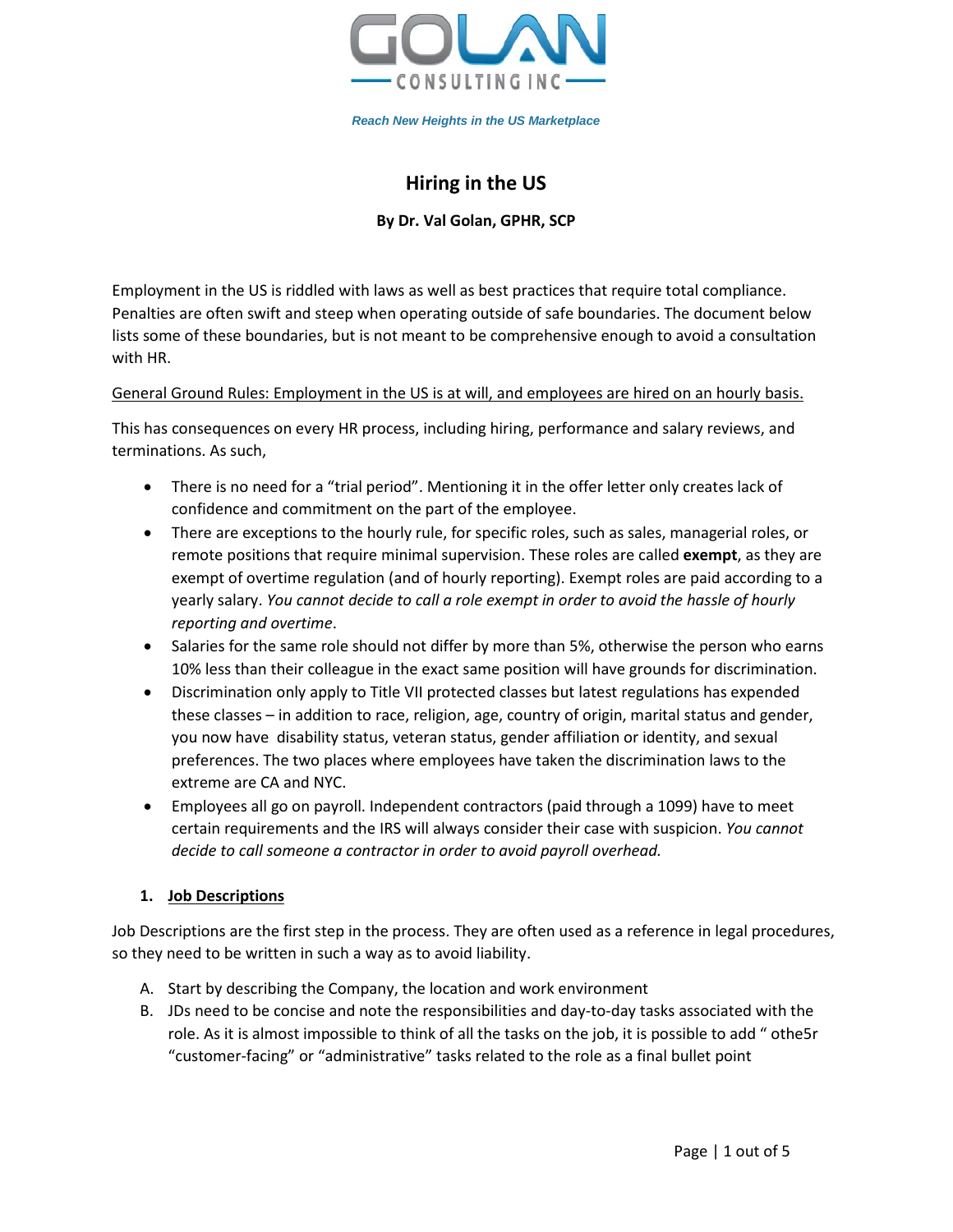GOLAN CONSULTING INC

*Reach New Heights in the US Marketplace*

# Hiring in the US

**By Dr. Val Golan, GPHR, SCP**

Employment in the US is riddled with laws as well as best practices that require total compliance. Penalties are often swift and steep when operating outside of safe boundaries. The document below lists some of these boundaries, but is not meant to be comprehensive enough to avoid a consultation with HR.

<u>General Ground Rules: Employment in the US is at will, and employees are hired on an hourly basis.</u>

This has consequences on every HR process, including hiring, performance and salary reviews, and terminations. As such,

- There is no need for a "trial period". Mentioning it in the offer letter only creates lack of confidence and commitment on the part of the employee.
- There are exceptions to the hourly rule, for specific roles, such as sales, managerial roles, or remote positions that require minimal supervision. These roles are called **exempt**, as they are exempt of overtime regulation (and of hourly reporting). Exempt roles are paid according to a yearly salary. *You cannot decide to call a role exempt in order to avoid the hassle of hourly reporting and overtime*.
- Salaries for the same role should not differ by more than 5%, otherwise the person who earns 10% less than their colleague in the exact same position will have grounds for discrimination.
- Discrimination only apply to Title VII protected classes but latest regulations has expended these classes – in addition to race, religion, age, country of origin, marital status and gender, you now have disability status, veteran status, gender affiliation or identity, and sexual preferences. The two places where employees have taken the discrimination laws to the extreme are CA and NYC.
- Employees all go on payroll. Independent contractors (paid through a 1099) have to meet certain requirements and the IRS will always consider their case with suspicion. *You cannot decide to call someone a contractor in order to avoid payroll overhead.*

## 1. <u>Job Descriptions</u>

Job Descriptions are the first step in the process. They are often used as a reference in legal procedures, so they need to be written in such a way as to avoid liability.

A. Start by describing the Company, the location and work environment
B. JDs need to be concise and note the responsibilities and day-to-day tasks associated with the role. As it is almost impossible to think of all the tasks on the job, it is possible to add " othe5r "customer-facing" or "administrative" tasks related to the role as a final bullet point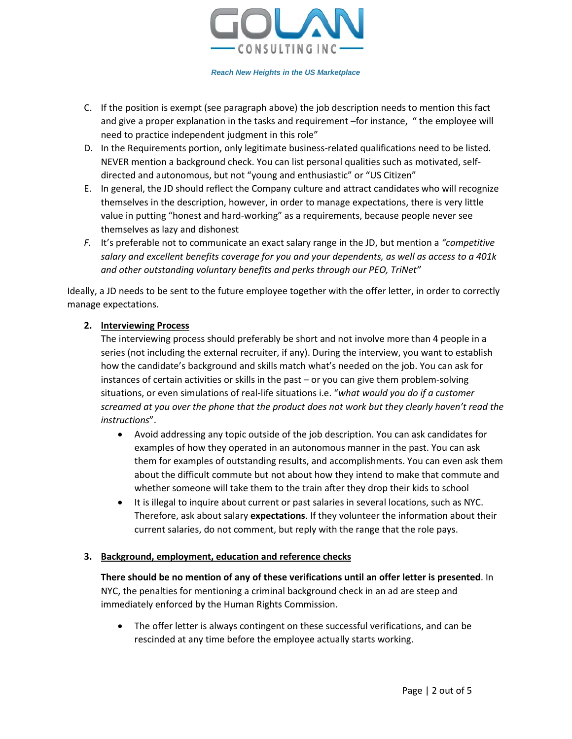C. If the position is exempt (see paragraph above) the job description needs to mention this fact and give a proper explanation in the tasks and requirement –for instance, " the employee will need to practice independent judgment in this role"

D. In the Requirements portion, only legitimate business-related qualifications need to be listed. NEVER mention a background check. You can list personal qualities such as motivated, self-directed and autonomous, but not "young and enthusiastic" or "US Citizen"

E. In general, the JD should reflect the Company culture and attract candidates who will recognize themselves in the description, however, in order to manage expectations, there is very little value in putting "honest and hard-working" as a requirements, because people never see themselves as lazy and dishonest

*F.* It's preferable not to communicate an exact salary range in the JD, but mention a *"competitive salary and excellent benefits coverage for you and your dependents, as well as access to a 401k and other outstanding voluntary benefits and perks through our PEO, TriNet"*

Ideally, a JD needs to be sent to the future employee together with the offer letter, in order to correctly manage expectations.

## 2. Interviewing Process

The interviewing process should preferably be short and not involve more than 4 people in a series (not including the external recruiter, if any). During the interview, you want to establish how the candidate's background and skills match what's needed on the job. You can ask for instances of certain activities or skills in the past – or you can give them problem-solving situations, or even simulations of real-life situations i.e. "*what would you do if a customer screamed at you over the phone that the product does not work but they clearly haven't read the instructions*".

- Avoid addressing any topic outside of the job description. You can ask candidates for examples of how they operated in an autonomous manner in the past. You can ask them for examples of outstanding results, and accomplishments. You can even ask them about the difficult commute but not about how they intend to make that commute and whether someone will take them to the train after they drop their kids to school
- It is illegal to inquire about current or past salaries in several locations, such as NYC. Therefore, ask about salary **expectations**. If they volunteer the information about their current salaries, do not comment, but reply with the range that the role pays.

## 3. Background, employment, education and reference checks

**There should be no mention of any of these verifications until an offer letter is presented**. In NYC, the penalties for mentioning a criminal background check in an ad are steep and immediately enforced by the Human Rights Commission.

- The offer letter is always contingent on these successful verifications, and can be rescinded at any time before the employee actually starts working.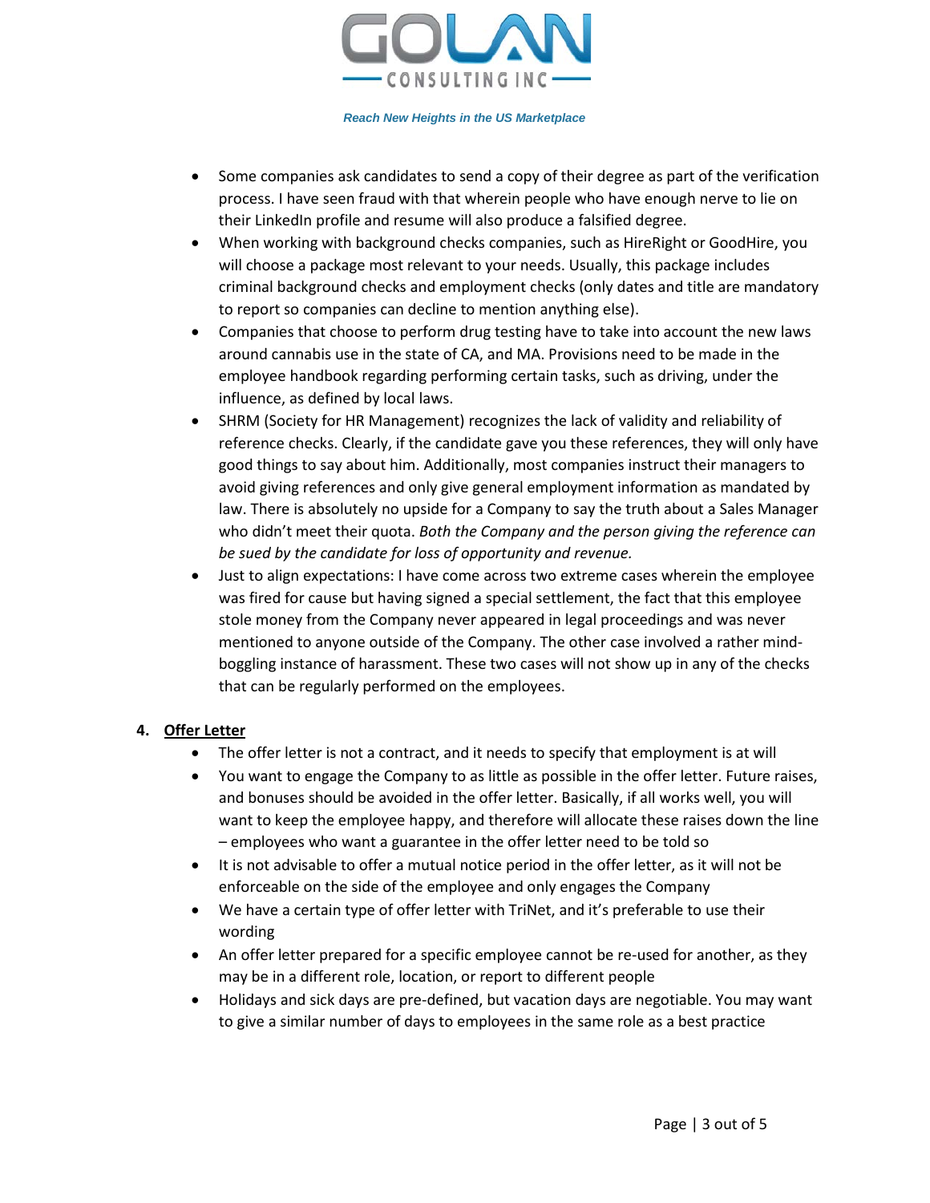- Some companies ask candidates to send a copy of their degree as part of the verification process. I have seen fraud with that wherein people who have enough nerve to lie on their LinkedIn profile and resume will also produce a falsified degree.
- When working with background checks companies, such as HireRight or GoodHire, you will choose a package most relevant to your needs. Usually, this package includes criminal background checks and employment checks (only dates and title are mandatory to report so companies can decline to mention anything else).
- Companies that choose to perform drug testing have to take into account the new laws around cannabis use in the state of CA, and MA. Provisions need to be made in the employee handbook regarding performing certain tasks, such as driving, under the influence, as defined by local laws.
- SHRM (Society for HR Management) recognizes the lack of validity and reliability of reference checks. Clearly, if the candidate gave you these references, they will only have good things to say about him. Additionally, most companies instruct their managers to avoid giving references and only give general employment information as mandated by law. There is absolutely no upside for a Company to say the truth about a Sales Manager who didn't meet their quota. *Both the Company and the person giving the reference can be sued by the candidate for loss of opportunity and revenue.*
- Just to align expectations: I have come across two extreme cases wherein the employee was fired for cause but having signed a special settlement, the fact that this employee stole money from the Company never appeared in legal proceedings and was never mentioned to anyone outside of the Company. The other case involved a rather mind-boggling instance of harassment. These two cases will not show up in any of the checks that can be regularly performed on the employees.

## 4. Offer Letter

- The offer letter is not a contract, and it needs to specify that employment is at will
- You want to engage the Company to as little as possible in the offer letter. Future raises, and bonuses should be avoided in the offer letter. Basically, if all works well, you will want to keep the employee happy, and therefore will allocate these raises down the line – employees who want a guarantee in the offer letter need to be told so
- It is not advisable to offer a mutual notice period in the offer letter, as it will not be enforceable on the side of the employee and only engages the Company
- We have a certain type of offer letter with TriNet, and it's preferable to use their wording
- An offer letter prepared for a specific employee cannot be re-used for another, as they may be in a different role, location, or report to different people
- Holidays and sick days are pre-defined, but vacation days are negotiable. You may want to give a similar number of days to employees in the same role as a best practice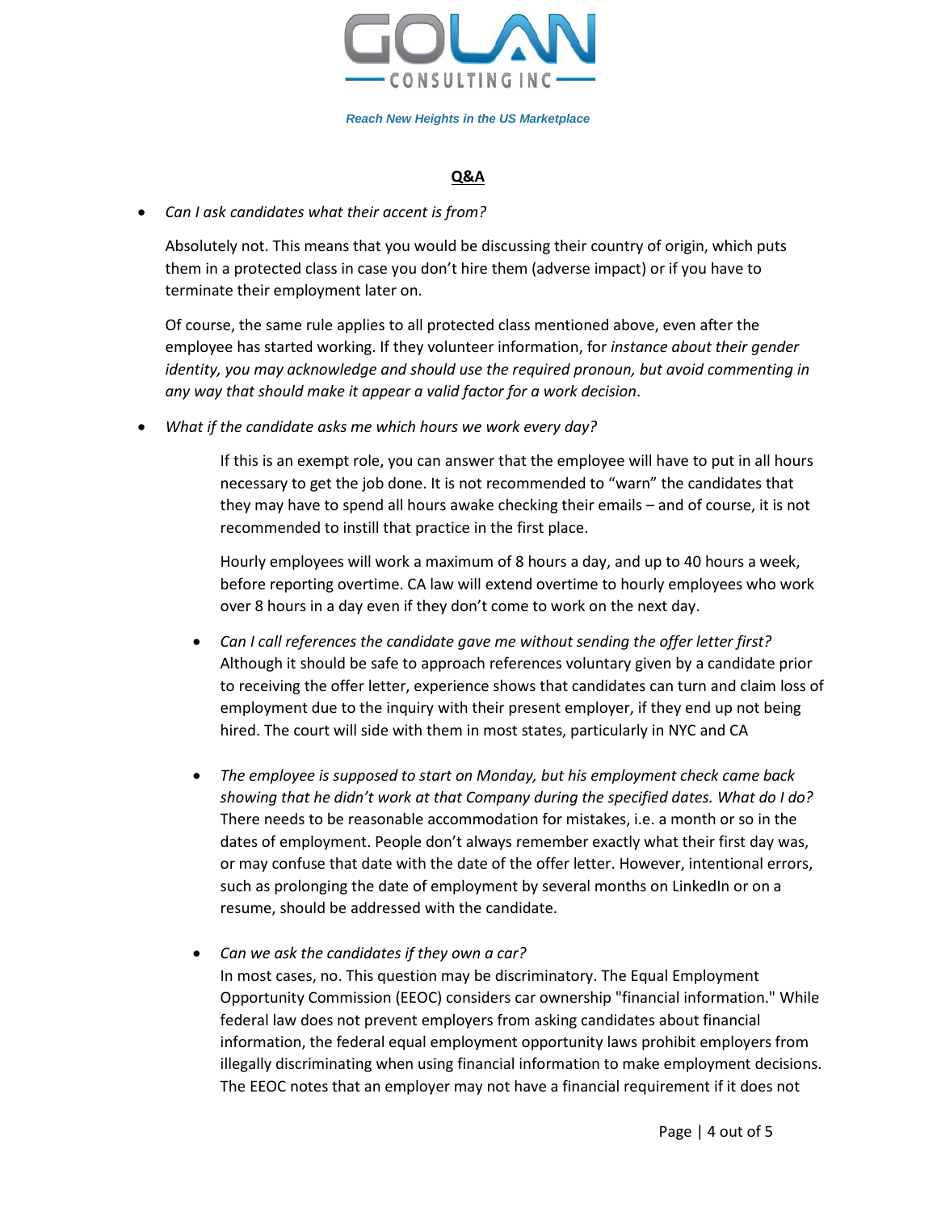## Q&A

- *Can I ask candidates what their accent is from?*

  Absolutely not. This means that you would be discussing their country of origin, which puts them in a protected class in case you don't hire them (adverse impact) or if you have to terminate their employment later on.

  Of course, the same rule applies to all protected class mentioned above, even after the employee has started working. If they volunteer information, for *instance about their gender identity, you may acknowledge and should use the required pronoun, but avoid commenting in any way that should make it appear a valid factor for a work decision*.

- *What if the candidate asks me which hours we work every day?*

  If this is an exempt role, you can answer that the employee will have to put in all hours necessary to get the job done. It is not recommended to "warn" the candidates that they may have to spend all hours awake checking their emails – and of course, it is not recommended to instill that practice in the first place.

  Hourly employees will work a maximum of 8 hours a day, and up to 40 hours a week, before reporting overtime. CA law will extend overtime to hourly employees who work over 8 hours in a day even if they don't come to work on the next day.

- *Can I call references the candidate gave me without sending the offer letter first?*
  Although it should be safe to approach references voluntary given by a candidate prior to receiving the offer letter, experience shows that candidates can turn and claim loss of employment due to the inquiry with their present employer, if they end up not being hired. The court will side with them in most states, particularly in NYC and CA

- *The employee is supposed to start on Monday, but his employment check came back showing that he didn't work at that Company during the specified dates. What do I do?*
  There needs to be reasonable accommodation for mistakes, i.e. a month or so in the dates of employment. People don't always remember exactly what their first day was, or may confuse that date with the date of the offer letter. However, intentional errors, such as prolonging the date of employment by several months on LinkedIn or on a resume, should be addressed with the candidate.

- *Can we ask the candidates if they own a car?*
  In most cases, no. This question may be discriminatory. The Equal Employment Opportunity Commission (EEOC) considers car ownership "financial information." While federal law does not prevent employers from asking candidates about financial information, the federal equal employment opportunity laws prohibit employers from illegally discriminating when using financial information to make employment decisions. The EEOC notes that an employer may not have a financial requirement if it does not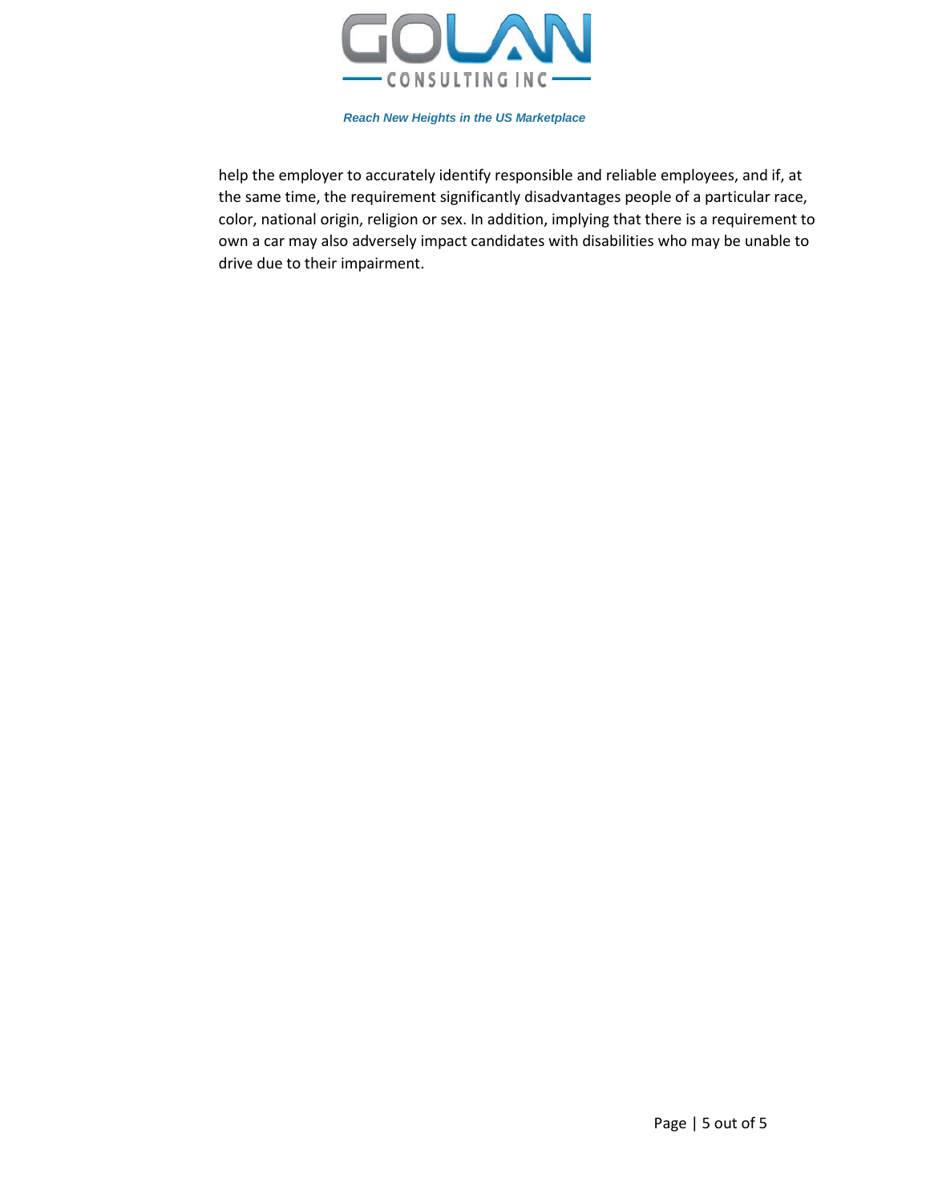help the employer to accurately identify responsible and reliable employees, and if, at the same time, the requirement significantly disadvantages people of a particular race, color, national origin, religion or sex. In addition, implying that there is a requirement to own a car may also adversely impact candidates with disabilities who may be unable to drive due to their impairment.